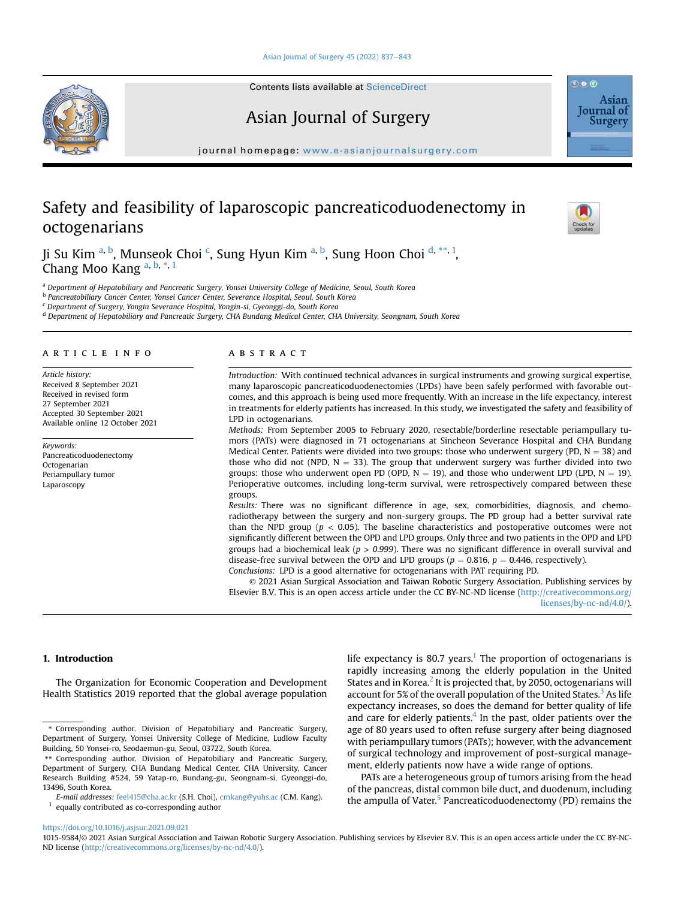# Safety and feasibility of laparoscopic pancreaticoduodenectomy in octogenarians

Ji Su Kim [a, b], Munseok Choi [c], Sung Hyun Kim [a, b], Sung Hoon Choi [d, **, 1], Chang Moo Kang [a, b, *, 1]

[a] Department of Hepatobiliary and Pancreatic Surgery, Yonsei University College of Medicine, Seoul, South Korea
[b] Pancreatobiliary Cancer Center, Yonsei Cancer Center, Severance Hospital, Seoul, South Korea
[c] Department of Surgery, Yongin Severance Hospital, Yongin-si, Gyeonggi-do, South Korea
[d] Department of Hepatobiliary and Pancreatic Surgery, CHA Bundang Medical Center, CHA University, Seongnam, South Korea

## ARTICLE INFO

*Article history:*
Received 8 September 2021
Received in revised form 27 September 2021
Accepted 30 September 2021
Available online 12 October 2021

*Keywords:*
Pancreaticoduodenectomy
Octogenarian
Periampullary tumor
Laparoscopy

## ABSTRACT

*Introduction:* With continued technical advances in surgical instruments and growing surgical expertise, many laparoscopic pancreaticoduodenectomies (LPDs) have been safely performed with favorable outcomes, and this approach is being used more frequently. With an increase in the life expectancy, interest in treatments for elderly patients has increased. In this study, we investigated the safety and feasibility of LPD in octogenarians.

*Methods:* From September 2005 to February 2020, resectable/borderline resectable periampullary tumors (PATs) were diagnosed in 71 octogenarians at Sincheon Severance Hospital and CHA Bundang Medical Center. Patients were divided into two groups: those who underwent surgery (PD, N = 38) and those who did not (NPD, N = 33). The group that underwent surgery was further divided into two groups: those who underwent open PD (OPD, N = 19), and those who underwent LPD (LPD, N = 19). Perioperative outcomes, including long-term survival, were retrospectively compared between these groups.

*Results:* There was no significant difference in age, sex, comorbidities, diagnosis, and chemoradiotherapy between the surgery and non-surgery groups. The PD group had a better survival rate than the NPD group ($p < 0.05$). The baseline characteristics and postoperative outcomes were not significantly different between the OPD and LPD groups. Only three and two patients in the OPD and LPD groups had a biochemical leak ($p > 0.999$). There was no significant difference in overall survival and disease-free survival between the OPD and LPD groups ($p = 0.816$, $p = 0.446$, respectively).

*Conclusions:* LPD is a good alternative for octogenarians with PAT requiring PD.

© 2021 Asian Surgical Association and Taiwan Robotic Surgery Association. Publishing services by Elsevier B.V. This is an open access article under the CC BY-NC-ND license (http://creativecommons.org/licenses/by-nc-nd/4.0/).

## 1. Introduction

The Organization for Economic Cooperation and Development Health Statistics 2019 reported that the global average population life expectancy is 80.7 years.[1] The proportion of octogenarians is rapidly increasing among the elderly population in the United States and in Korea.[2] It is projected that, by 2050, octogenarians will account for 5% of the overall population of the United States.[3] As life expectancy increases, so does the demand for better quality of life and care for elderly patients.[4] In the past, older patients over the age of 80 years used to often refuse surgery after being diagnosed with periampullary tumors (PATs); however, with the advancement of surgical technology and improvement of post-surgical management, elderly patients now have a wide range of options.

PATs are a heterogeneous group of tumors arising from the head of the pancreas, distal common bile duct, and duodenum, including the ampulla of Vater.[5] Pancreaticoduodenectomy (PD) remains the

\* Corresponding author. Division of Hepatobiliary and Pancreatic Surgery, Department of Surgery, Yonsei University College of Medicine, Ludlow Faculty Building, 50 Yonsei-ro, Seodaemun-gu, Seoul, 03722, South Korea.
\*\* Corresponding author. Division of Hepatobiliary and Pancreatic Surgery, Department of Surgery, CHA Bundang Medical Center, CHA University, Cancer Research Building #524, 59 Yatap-ro, Bundang-gu, Seongnam-si, Gyeonggi-do, 13496, South Korea.
*E-mail addresses:* feel415@cha.ac.kr (S.H. Choi), cmkang@yuhs.ac (C.M. Kang).
[1] equally contributed as co-corresponding author

https://doi.org/10.1016/j.asjsur.2021.09.021
1015-9584/© 2021 Asian Surgical Association and Taiwan Robotic Surgery Association. Publishing services by Elsevier B.V. This is an open access article under the CC BY-NC-ND license (http://creativecommons.org/licenses/by-nc-nd/4.0/).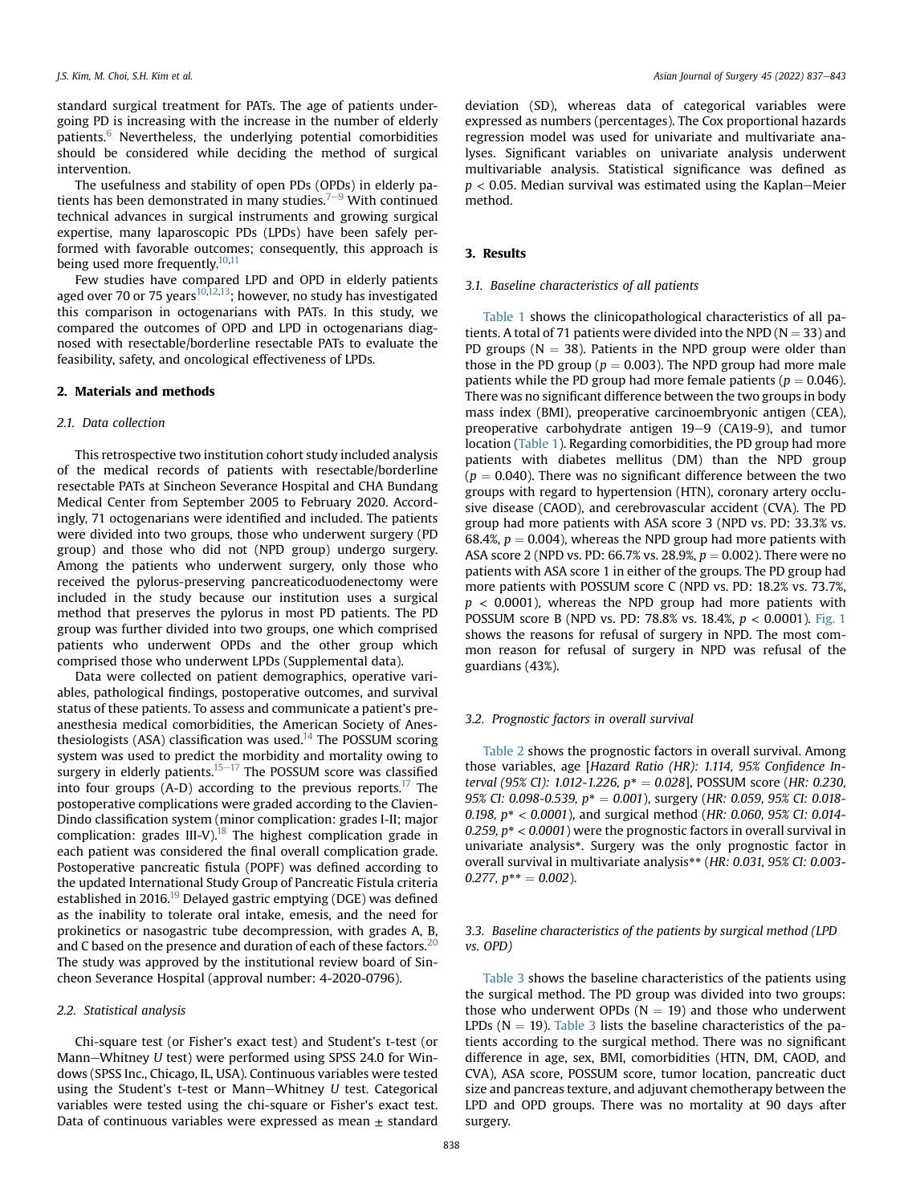standard surgical treatment for PATs. The age of patients undergoing PD is increasing with the increase in the number of elderly patients.[6] Nevertheless, the underlying potential comorbidities should be considered while deciding the method of surgical intervention.

The usefulness and stability of open PDs (OPDs) in elderly patients has been demonstrated in many studies.[7–9] With continued technical advances in surgical instruments and growing surgical expertise, many laparoscopic PDs (LPDs) have been safely performed with favorable outcomes; consequently, this approach is being used more frequently.[10,11]

Few studies have compared LPD and OPD in elderly patients aged over 70 or 75 years[10,12,13]; however, no study has investigated this comparison in octogenarians with PATs. In this study, we compared the outcomes of OPD and LPD in octogenarians diagnosed with resectable/borderline resectable PATs to evaluate the feasibility, safety, and oncological effectiveness of LPDs.

## 2. Materials and methods

### 2.1. Data collection

This retrospective two institution cohort study included analysis of the medical records of patients with resectable/borderline resectable PATs at Sincheon Severance Hospital and CHA Bundang Medical Center from September 2005 to February 2020. Accordingly, 71 octogenarians were identified and included. The patients were divided into two groups, those who underwent surgery (PD group) and those who did not (NPD group) undergo surgery. Among the patients who underwent surgery, only those who received the pylorus-preserving pancreaticoduodenectomy were included in the study because our institution uses a surgical method that preserves the pylorus in most PD patients. The PD group was further divided into two groups, one which comprised patients who underwent OPDs and the other group which comprised those who underwent LPDs (Supplemental data).

Data were collected on patient demographics, operative variables, pathological findings, postoperative outcomes, and survival status of these patients. To assess and communicate a patient's pre-anesthesia medical comorbidities, the American Society of Anesthesiologists (ASA) classification was used.[14] The POSSUM scoring system was used to predict the morbidity and mortality owing to surgery in elderly patients.[15–17] The POSSUM score was classified into four groups (A-D) according to the previous reports.[17] The postoperative complications were graded according to the Clavien-Dindo classification system (minor complication: grades I-II; major complication: grades III-V).[18] The highest complication grade in each patient was considered the final overall complication grade. Postoperative pancreatic fistula (POPF) was defined according to the updated International Study Group of Pancreatic Fistula criteria established in 2016.[19] Delayed gastric emptying (DGE) was defined as the inability to tolerate oral intake, emesis, and the need for prokinetics or nasogastric tube decompression, with grades A, B, and C based on the presence and duration of each of these factors.[20] The study was approved by the institutional review board of Sincheon Severance Hospital (approval number: 4-2020-0796).

### 2.2. Statistical analysis

Chi-square test (or Fisher's exact test) and Student's t-test (or Mann–Whitney *U* test) were performed using SPSS 24.0 for Windows (SPSS Inc., Chicago, IL, USA). Continuous variables were tested using the Student's t-test or Mann–Whitney *U* test. Categorical variables were tested using the chi-square or Fisher's exact test. Data of continuous variables were expressed as mean ± standard deviation (SD), whereas data of categorical variables were expressed as numbers (percentages). The Cox proportional hazards regression model was used for univariate and multivariate analyses. Significant variables on univariate analysis underwent multivariable analysis. Statistical significance was defined as $p < 0.05$. Median survival was estimated using the Kaplan–Meier method.

## 3. Results

### 3.1. Baseline characteristics of all patients

Table 1 shows the clinicopathological characteristics of all patients. A total of 71 patients were divided into the NPD (N = 33) and PD groups (N = 38). Patients in the NPD group were older than those in the PD group ($p = 0.003$). The NPD group had more male patients while the PD group had more female patients ($p = 0.046$). There was no significant difference between the two groups in body mass index (BMI), preoperative carcinoembryonic antigen (CEA), preoperative carbohydrate antigen 19–9 (CA19-9), and tumor location (Table 1). Regarding comorbidities, the PD group had more patients with diabetes mellitus (DM) than the NPD group ($p = 0.040$). There was no significant difference between the two groups with regard to hypertension (HTN), coronary artery occlusive disease (CAOD), and cerebrovascular accident (CVA). The PD group had more patients with ASA score 3 (NPD vs. PD: 33.3% vs. 68.4%, $p = 0.004$), whereas the NPD group had more patients with ASA score 2 (NPD vs. PD: 66.7% vs. 28.9%, $p = 0.002$). There were no patients with ASA score 1 in either of the groups. The PD group had more patients with POSSUM score C (NPD vs. PD: 18.2% vs. 73.7%, $p < 0.0001$), whereas the NPD group had more patients with POSSUM score B (NPD vs. PD: 78.8% vs. 18.4%, $p < 0.0001$). Fig. 1 shows the reasons for refusal of surgery in NPD. The most common reason for refusal of surgery in NPD was refusal of the guardians (43%).

### 3.2. Prognostic factors in overall survival

Table 2 shows the prognostic factors in overall survival. Among those variables, age [*Hazard Ratio (HR): 1.114, 95% Confidence Interval (95% CI): 1.012-1.226, p* = 0.028*], POSSUM score (*HR: 0.230, 95% CI: 0.098-0.539, p* = 0.001*), surgery (*HR: 0.059, 95% CI: 0.018-0.198, p* < 0.0001*), and surgical method (*HR: 0.060, 95% CI: 0.014-0.259, p* < 0.0001*) were the prognostic factors in overall survival in univariate analysis*. Surgery was the only prognostic factor in overall survival in multivariate analysis** (*HR: 0.031, 95% CI: 0.003-0.277, p** = 0.002*).

### 3.3. Baseline characteristics of the patients by surgical method (LPD vs. OPD)

Table 3 shows the baseline characteristics of the patients using the surgical method. The PD group was divided into two groups: those who underwent OPDs (N = 19) and those who underwent LPDs (N = 19). Table 3 lists the baseline characteristics of the patients according to the surgical method. There was no significant difference in age, sex, BMI, comorbidities (HTN, DM, CAOD, and CVA), ASA score, POSSUM score, tumor location, pancreatic duct size and pancreas texture, and adjuvant chemotherapy between the LPD and OPD groups. There was no mortality at 90 days after surgery.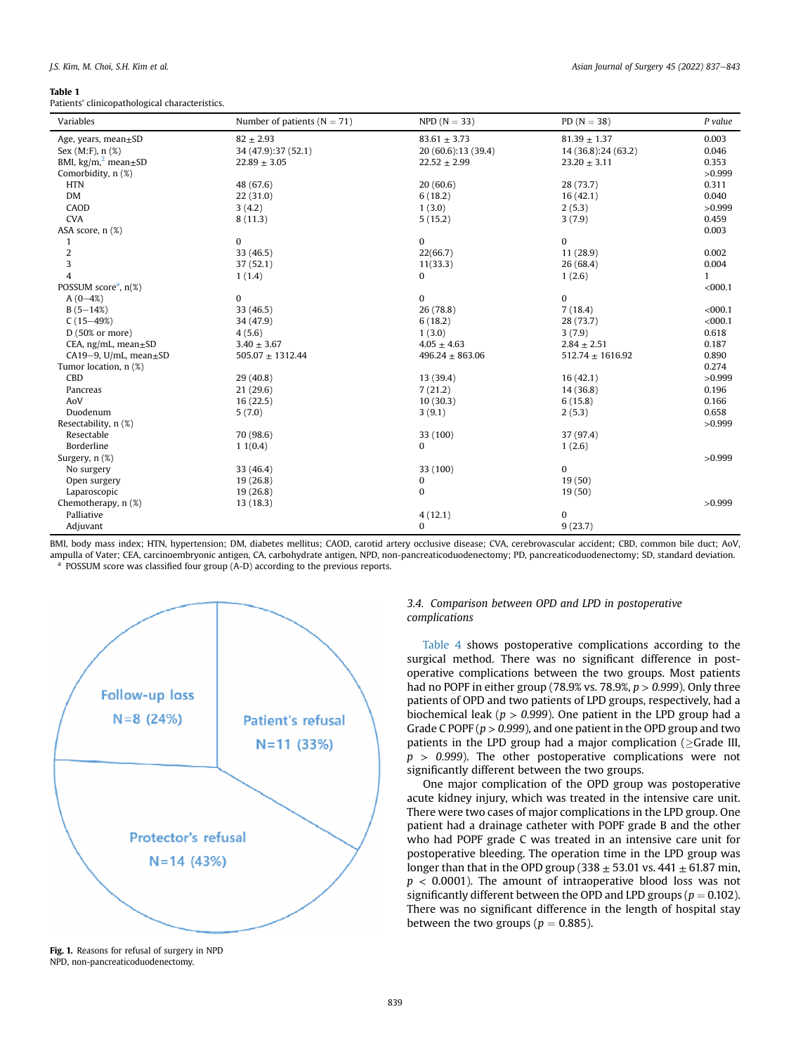**Table 1**
Patients' clinicopathological characteristics.

| Variables | Number of patients (N = 71) | NPD (N = 33) | PD (N = 38) | P value |
|---|---|---|---|---|
| Age, years, mean±SD | 82 ± 2.93 | 83.61 ± 3.73 | 81.39 ± 1.37 | 0.003 |
| Sex (M:F), n (%) | 34 (47.9):37 (52.1) | 20 (60.6):13 (39.4) | 14 (36.8):24 (63.2) | 0.046 |
| BMI, kg/m,[2] mean±SD | 22.89 ± 3.05 | 22.52 ± 2.99 | 23.20 ± 3.11 | 0.353 |
| Comorbidity, n (%) | | | | >0.999 |
| HTN | 48 (67.6) | 20 (60.6) | 28 (73.7) | 0.311 |
| DM | 22 (31.0) | 6 (18.2) | 16 (42.1) | 0.040 |
| CAOD | 3 (4.2) | 1 (3.0) | 2 (5.3) | >0.999 |
| CVA | 8 (11.3) | 5 (15.2) | 3 (7.9) | 0.459 |
| ASA score, n (%) | | | | 0.003 |
| 1 | 0 | 0 | 0 | |
| 2 | 33 (46.5) | 22(66.7) | 11 (28.9) | 0.002 |
| 3 | 37 (52.1) | 11(33.3) | 26 (68.4) | 0.004 |
| 4 | 1 (1.4) | 0 | 1 (2.6) | 1 |
| POSSUM score[a], n(%) | | | | <000.1 |
| A (0–4%) | 0 | 0 | 0 | |
| B (5–14%) | 33 (46.5) | 26 (78.8) | 7 (18.4) | <000.1 |
| C (15–49%) | 34 (47.9) | 6 (18.2) | 28 (73.7) | <000.1 |
| D (50% or more) | 4 (5.6) | 1 (3.0) | 3 (7.9) | 0.618 |
| CEA, ng/mL, mean±SD | 3.40 ± 3.67 | 4.05 ± 4.63 | 2.84 ± 2.51 | 0.187 |
| CA19–9, U/mL, mean±SD | 505.07 ± 1312.44 | 496.24 ± 863.06 | 512.74 ± 1616.92 | 0.890 |
| Tumor location, n (%) | | | | 0.274 |
| CBD | 29 (40.8) | 13 (39.4) | 16 (42.1) | >0.999 |
| Pancreas | 21 (29.6) | 7 (21.2) | 14 (36.8) | 0.196 |
| AoV | 16 (22.5) | 10 (30.3) | 6 (15.8) | 0.166 |
| Duodenum | 5 (7.0) | 3 (9.1) | 2 (5.3) | 0.658 |
| Resectability, n (%) | | | | >0.999 |
| Resectable | 70 (98.6) | 33 (100) | 37 (97.4) | |
| Borderline | 1 1(0.4) | 0 | 1 (2.6) | |
| Surgery, n (%) | | | | >0.999 |
| No surgery | 33 (46.4) | 33 (100) | 0 | |
| Open surgery | 19 (26.8) | 0 | 19 (50) | |
| Laparoscopic | 19 (26.8) | 0 | 19 (50) | |
| Chemotherapy, n (%) | 13 (18.3) | | | >0.999 |
| Palliative | | 4 (12.1) | 0 | |
| Adjuvant | | 0 | 9 (23.7) | |

BMI, body mass index; HTN, hypertension; DM, diabetes mellitus; CAOD, carotid artery occlusive disease; CVA, cerebrovascular accident; CBD, common bile duct; AoV, ampulla of Vater; CEA, carcinoembryonic antigen, CA, carbohydrate antigen, NPD, non-pancreaticoduodenectomy; PD, pancreaticoduodenectomy; SD, standard deviation.
[a] POSSUM score was classified four group (A-D) according to the previous reports.

Follow-up loss N=8 (24%)

Patient's refusal N=11 (33%)

Protector's refusal N=14 (43%)

**Fig. 1.** Reasons for refusal of surgery in NPD
NPD, non-pancreaticoduodenectomy.

### 3.4. Comparison between OPD and LPD in postoperative complications

Table 4 shows postoperative complications according to the surgical method. There was no significant difference in postoperative complications between the two groups. Most patients had no POPF in either group (78.9% vs. 78.9%, *p > 0.999*). Only three patients of OPD and two patients of LPD groups, respectively, had a biochemical leak (*p > 0.999*). One patient in the LPD group had a Grade C POPF (*p > 0.999*), and one patient in the OPD group and two patients in the LPD group had a major complication (≥Grade III, *p > 0.999*). The other postoperative complications were not significantly different between the two groups.

One major complication of the OPD group was postoperative acute kidney injury, which was treated in the intensive care unit. There were two cases of major complications in the LPD group. One patient had a drainage catheter with POPF grade B and the other who had POPF grade C was treated in an intensive care unit for postoperative bleeding. The operation time in the LPD group was longer than that in the OPD group (338 ± 53.01 vs. 441 ± 61.87 min, $p < 0.0001$). The amount of intraoperative blood loss was not significantly different between the OPD and LPD groups ($p = 0.102$). There was no significant difference in the length of hospital stay between the two groups ($p = 0.885$).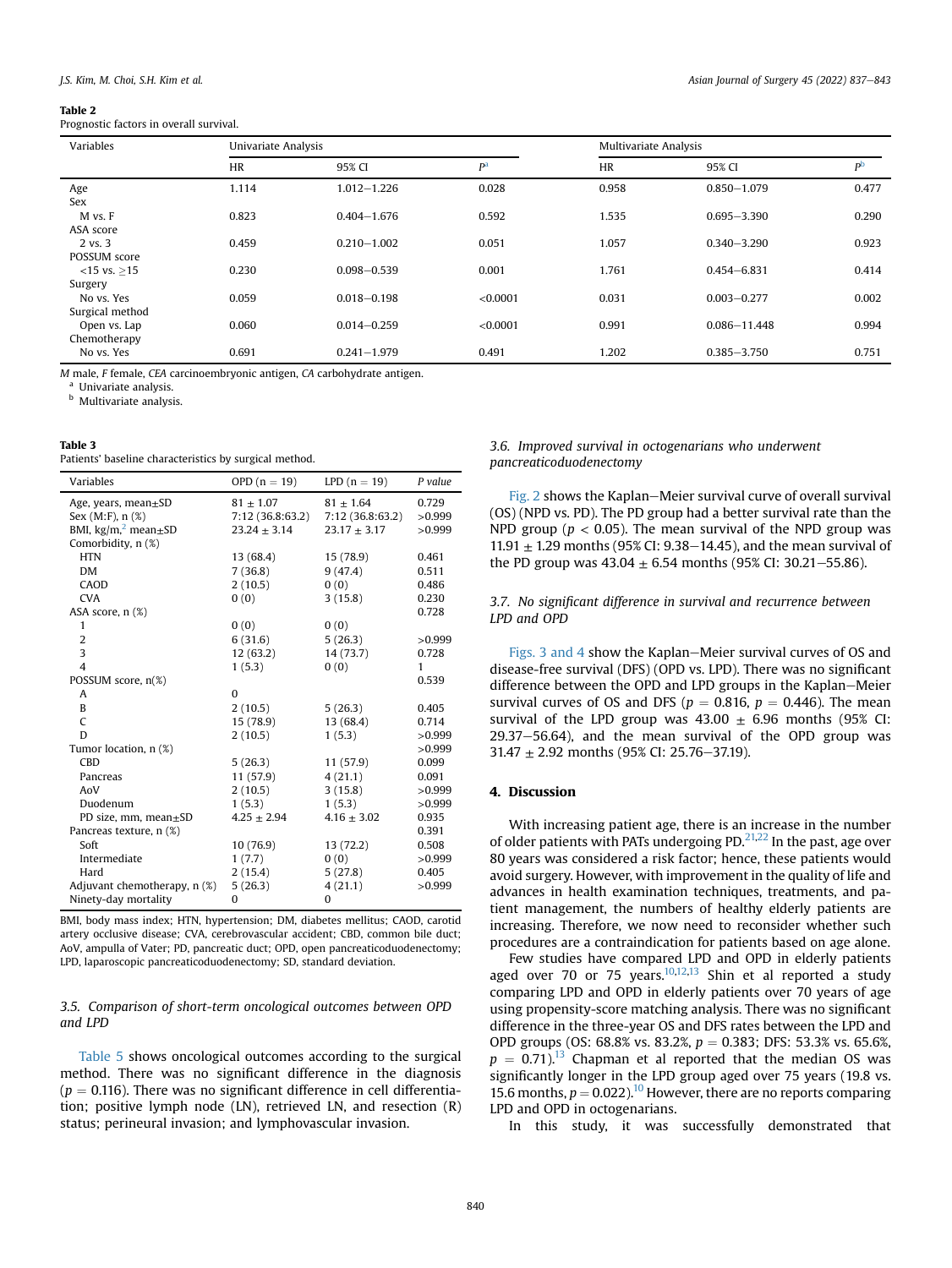**Table 2**
Prognostic factors in overall survival.

| Variables | Univariate Analysis | | | Multivariate Analysis | | |
|---|---|---|---|---|---|---|
| | HR | 95% CI | P[a] | HR | 95% CI | P[b] |
| Age | 1.114 | 1.012−1.226 | 0.028 | 0.958 | 0.850−1.079 | 0.477 |
| Sex | | | | | | |
| M vs. F | 0.823 | 0.404−1.676 | 0.592 | 1.535 | 0.695−3.390 | 0.290 |
| ASA score | | | | | | |
| 2 vs. 3 | 0.459 | 0.210−1.002 | 0.051 | 1.057 | 0.340−3.290 | 0.923 |
| POSSUM score | | | | | | |
| <15 vs. ≥15 | 0.230 | 0.098−0.539 | 0.001 | 1.761 | 0.454−6.831 | 0.414 |
| Surgery | | | | | | |
| No vs. Yes | 0.059 | 0.018−0.198 | <0.0001 | 0.031 | 0.003−0.277 | 0.002 |
| Surgical method | | | | | | |
| Open vs. Lap | 0.060 | 0.014−0.259 | <0.0001 | 0.991 | 0.086−11.448 | 0.994 |
| Chemotherapy | | | | | | |
| No vs. Yes | 0.691 | 0.241−1.979 | 0.491 | 1.202 | 0.385−3.750 | 0.751 |

*M* male, *F* female, *CEA* carcinoembryonic antigen, *CA* carbohydrate antigen.
[a] Univariate analysis.
[b] Multivariate analysis.

**Table 3**
Patients' baseline characteristics by surgical method.

| Variables | OPD (n = 19) | LPD (n = 19) | P value |
|---|---|---|---|
| Age, years, mean±SD | 81 ± 1.07 | 81 ± 1.64 | 0.729 |
| Sex (M:F), n (%) | 7:12 (36.8:63.2) | 7:12 (36.8:63.2) | >0.999 |
| BMI, kg/m,[2] mean±SD | 23.24 ± 3.14 | 23.17 ± 3.17 | >0.999 |
| Comorbidity, n (%) | | | |
| HTN | 13 (68.4) | 15 (78.9) | 0.461 |
| DM | 7 (36.8) | 9 (47.4) | 0.511 |
| CAOD | 2 (10.5) | 0 (0) | 0.486 |
| CVA | 0 (0) | 3 (15.8) | 0.230 |
| ASA score, n (%) | | | 0.728 |
| 1 | 0 (0) | 0 (0) | |
| 2 | 6 (31.6) | 5 (26.3) | >0.999 |
| 3 | 12 (63.2) | 14 (73.7) | 0.728 |
| 4 | 1 (5.3) | 0 (0) | 1 |
| POSSUM score, n(%) | | | 0.539 |
| A | 0 | | |
| B | 2 (10.5) | 5 (26.3) | 0.405 |
| C | 15 (78.9) | 13 (68.4) | 0.714 |
| D | 2 (10.5) | 1 (5.3) | >0.999 |
| Tumor location, n (%) | | | >0.999 |
| CBD | 5 (26.3) | 11 (57.9) | 0.099 |
| Pancreas | 11 (57.9) | 4 (21.1) | 0.091 |
| AoV | 2 (10.5) | 3 (15.8) | >0.999 |
| Duodenum | 1 (5.3) | 1 (5.3) | >0.999 |
| PD size, mm, mean±SD | 4.25 ± 2.94 | 4.16 ± 3.02 | 0.935 |
| Pancreas texture, n (%) | | | 0.391 |
| Soft | 10 (76.9) | 13 (72.2) | 0.508 |
| Intermediate | 1 (7.7) | 0 (0) | >0.999 |
| Hard | 2 (15.4) | 5 (27.8) | 0.405 |
| Adjuvant chemotherapy, n (%) | 5 (26.3) | 4 (21.1) | >0.999 |
| Ninety-day mortality | 0 | 0 | |

BMI, body mass index; HTN, hypertension; DM, diabetes mellitus; CAOD, carotid artery occlusive disease; CVA, cerebrovascular accident; CBD, common bile duct; AoV, ampulla of Vater; PD, pancreatic duct; OPD, open pancreaticoduodenectomy; LPD, laparoscopic pancreaticoduodenectomy; SD, standard deviation.

### *3.5. Comparison of short-term oncological outcomes between OPD and LPD*

Table 5 shows oncological outcomes according to the surgical method. There was no significant difference in the diagnosis ($p = 0.116$). There was no significant difference in cell differentiation; positive lymph node (LN), retrieved LN, and resection (R) status; perineural invasion; and lymphovascular invasion.

### *3.6. Improved survival in octogenarians who underwent pancreaticoduodenectomy*

Fig. 2 shows the Kaplan–Meier survival curve of overall survival (OS) (NPD vs. PD). The PD group had a better survival rate than the NPD group ($p < 0.05$). The mean survival of the NPD group was 11.91 ± 1.29 months (95% CI: 9.38–14.45), and the mean survival of the PD group was 43.04 ± 6.54 months (95% CI: 30.21–55.86).

### *3.7. No significant difference in survival and recurrence between LPD and OPD*

Figs. 3 and 4 show the Kaplan–Meier survival curves of OS and disease-free survival (DFS) (OPD vs. LPD). There was no significant difference between the OPD and LPD groups in the Kaplan–Meier survival curves of OS and DFS ($p = 0.816$, $p = 0.446$). The mean survival of the LPD group was 43.00 ± 6.96 months (95% CI: 29.37–56.64), and the mean survival of the OPD group was 31.47 ± 2.92 months (95% CI: 25.76–37.19).

## 4. Discussion

With increasing patient age, there is an increase in the number of older patients with PATs undergoing PD.[21,22] In the past, age over 80 years was considered a risk factor; hence, these patients would avoid surgery. However, with improvement in the quality of life and advances in health examination techniques, treatments, and patient management, the numbers of healthy elderly patients are increasing. Therefore, we now need to reconsider whether such procedures are a contraindication for patients based on age alone.

Few studies have compared LPD and OPD in elderly patients aged over 70 or 75 years.[10,12,13] Shin et al reported a study comparing LPD and OPD in elderly patients over 70 years of age using propensity-score matching analysis. There was no significant difference in the three-year OS and DFS rates between the LPD and OPD groups (OS: 68.8% vs. 83.2%, $p = 0.383$; DFS: 53.3% vs. 65.6%, $p = 0.71$).[13] Chapman et al reported that the median OS was significantly longer in the LPD group aged over 75 years (19.8 vs. 15.6 months, $p = 0.022$).[10] However, there are no reports comparing LPD and OPD in octogenarians.

In this study, it was successfully demonstrated that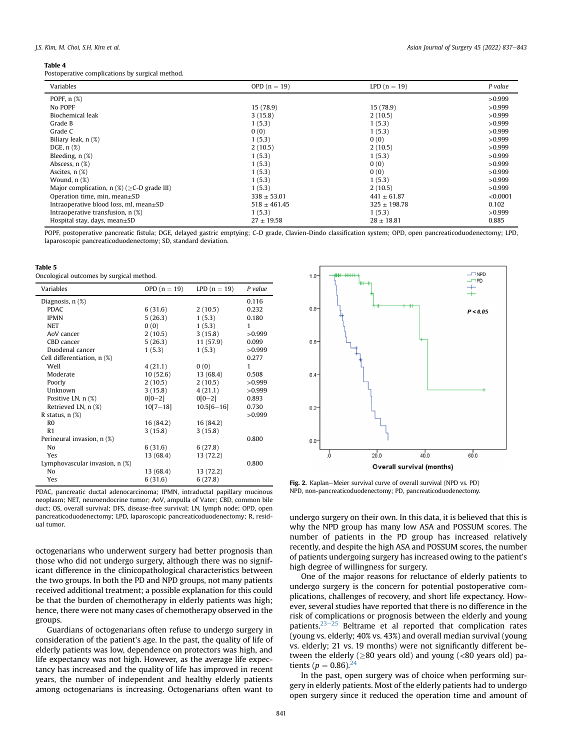**Table 4**
Postoperative complications by surgical method.

| Variables | OPD (n = 19) | LPD (n = 19) | *P value* |
|---|---|---|---|
| POPF, n (%) | | | >0.999 |
| No POPF | 15 (78.9) | 15 (78.9) | >0.999 |
| Biochemical leak | 3 (15.8) | 2 (10.5) | >0.999 |
| Grade B | 1 (5.3) | 1 (5.3) | >0.999 |
| Grade C | 0 (0) | 1 (5.3) | >0.999 |
| Biliary leak, n (%) | 1 (5.3) | 0 (0) | >0.999 |
| DGE, n (%) | 2 (10.5) | 2 (10.5) | >0.999 |
| Bleeding, n (%) | 1 (5.3) | 1 (5.3) | >0.999 |
| Abscess, n (%) | 1 (5.3) | 0 (0) | >0.999 |
| Ascites, n (%) | 1 (5.3) | 0 (0) | >0.999 |
| Wound, n (%) | 1 (5.3) | 1 (5.3) | >0.999 |
| Major complication, n (%) (≥C-D grade III) | 1 (5.3) | 2 (10.5) | >0.999 |
| Operation time, min, mean±SD | 338 ± 53.01 | 441 ± 61.87 | <0.0001 |
| Intraoperative blood loss, ml, mean±SD | 518 ± 461.45 | 325 ± 198.78 | 0.102 |
| Intraoperative transfusion, n (%) | 1 (5.3) | 1 (5.3) | >0.999 |
| Hospital stay, days, mean±SD | 27 ± 19.58 | 28 ± 18.81 | 0.885 |

POPF, postoperative pancreatic fistula; DGE, delayed gastric emptying; C-D grade, Clavien-Dindo classification system; OPD, open pancreaticoduodenectomy; LPD, laparoscopic pancreaticoduodenectomy; SD, standard deviation.

**Table 5**
Oncological outcomes by surgical method.

| Variables | OPD (n = 19) | LPD (n = 19) | *P value* |
|---|---|---|---|
| Diagnosis, n (%) | | | 0.116 |
| PDAC | 6 (31.6) | 2 (10.5) | 0.232 |
| IPMN | 5 (26.3) | 1 (5.3) | 0.180 |
| NET | 0 (0) | 1 (5.3) | 1 |
| AoV cancer | 2 (10.5) | 3 (15.8) | >0.999 |
| CBD cancer | 5 (26.3) | 11 (57.9) | 0.099 |
| Duodenal cancer | 1 (5.3) | 1 (5.3) | >0.999 |
| Cell differentiation, n (%) | | | 0.277 |
| Well | 4 (21.1) | 0 (0) | 1 |
| Moderate | 10 (52.6) | 13 (68.4) | 0.508 |
| Poorly | 2 (10.5) | 2 (10.5) | >0.999 |
| Unknown | 3 (15.8) | 4 (21.1) | >0.999 |
| Positive LN, n (%) | 0[0–2] | 0[0–2] | 0.893 |
| Retrieved LN, n (%) | 10[7–18] | 10.5[6–16] | 0.730 |
| R status, n (%) | | | >0.999 |
| R0 | 16 (84.2) | 16 (84.2) | |
| R1 | 3 (15.8) | 3 (15.8) | |
| Perineural invasion, n (%) | | | 0.800 |
| No | 6 (31.6) | 6 (27.8) | |
| Yes | 13 (68.4) | 13 (72.2) | |
| Lymphovascular invasion, n (%) | | | 0.800 |
| No | 13 (68.4) | 13 (72.2) | |
| Yes | 6 (31.6) | 6 (27.8) | |

PDAC, pancreatic ductal adenocarcinoma; IPMN, intraductal papillary mucinous neoplasm; NET, neuroendocrine tumor; AoV, ampulla of Vater; CBD, common bile duct; OS, overall survival; DFS, disease-free survival; LN, lymph node; OPD, open pancreaticoduodenectomy; LPD, laparoscopic pancreaticoduodenectomy; R, residual tumor.

**Fig. 2.** Kaplan–Meier survival curve of overall survival (NPD vs. PD) NPD, non-pancreaticoduodenectomy; PD, pancreaticoduodenectomy.

octogenarians who underwent surgery had better prognosis than those who did not undergo surgery, although there was no significant difference in the clinicopathological characteristics between the two groups. In both the PD and NPD groups, not many patients received additional treatment; a possible explanation for this could be that the burden of chemotherapy in elderly patients was high; hence, there were not many cases of chemotherapy observed in the groups.

Guardians of octogenarians often refuse to undergo surgery in consideration of the patient's age. In the past, the quality of life of elderly patients was low, dependence on protectors was high, and life expectancy was not high. However, as the average life expectancy has increased and the quality of life has improved in recent years, the number of independent and healthy elderly patients among octogenarians is increasing. Octogenarians often want to undergo surgery on their own. In this data, it is believed that this is why the NPD group has many low ASA and POSSUM scores. The number of patients in the PD group has increased relatively recently, and despite the high ASA and POSSUM scores, the number of patients undergoing surgery has increased owing to the patient's high degree of willingness for surgery.

One of the major reasons for reluctance of elderly patients to undergo surgery is the concern for potential postoperative complications, challenges of recovery, and short life expectancy. However, several studies have reported that there is no difference in the risk of complications or prognosis between the elderly and young patients.[23–25] Beltrame et al reported that complication rates (young vs. elderly; 40% vs. 43%) and overall median survival (young vs. elderly; 21 vs. 19 months) were not significantly different between the elderly (≥80 years old) and young (<80 years old) patients ($p = 0.86$).[24]

In the past, open surgery was of choice when performing surgery in elderly patients. Most of the elderly patients had to undergo open surgery since it reduced the operation time and amount of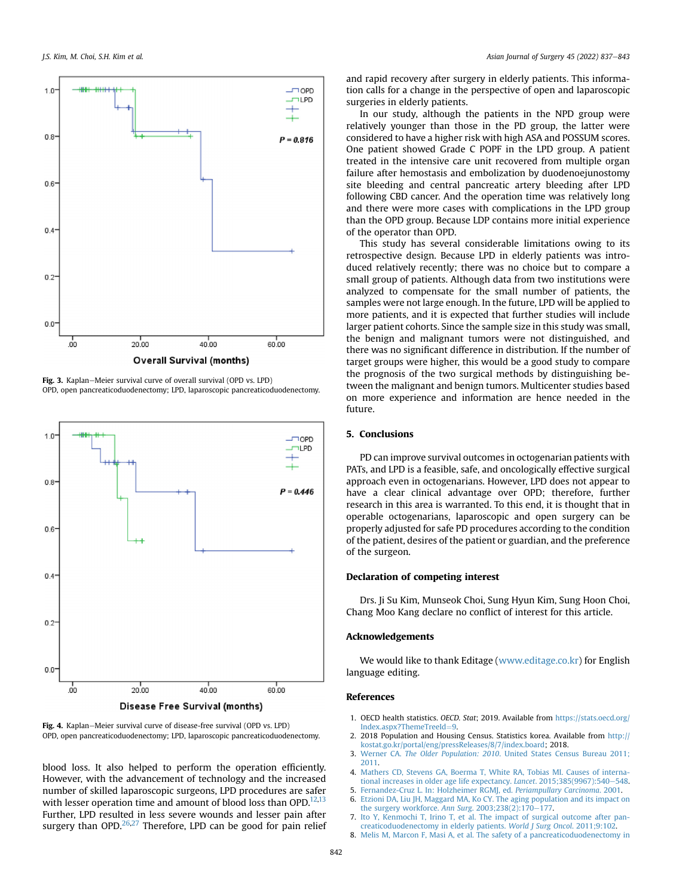Fig. 3. Kaplan–Meier survival curve of overall survival (OPD vs. LPD)
OPD, open pancreaticoduodenectomy; LPD, laparoscopic pancreaticoduodenectomy.

Fig. 4. Kaplan–Meier survival curve of disease-free survival (OPD vs. LPD)
OPD, open pancreaticoduodenectomy; LPD, laparoscopic pancreaticoduodenectomy.

blood loss. It also helped to perform the operation efficiently. However, with the advancement of technology and the increased number of skilled laparoscopic surgeons, LPD procedures are safer with lesser operation time and amount of blood loss than OPD.[12,13] Further, LPD resulted in less severe wounds and lesser pain after surgery than OPD.[26,27] Therefore, LPD can be good for pain relief and rapid recovery after surgery in elderly patients. This information calls for a change in the perspective of open and laparoscopic surgeries in elderly patients.

In our study, although the patients in the NPD group were relatively younger than those in the PD group, the latter were considered to have a higher risk with high ASA and POSSUM scores. One patient showed Grade C POPF in the LPD group. A patient treated in the intensive care unit recovered from multiple organ failure after hemostasis and embolization by duodenojejunostomy site bleeding and central pancreatic artery bleeding after LPD following CBD cancer. And the operation time was relatively long and there were more cases with complications in the LPD group than the OPD group. Because LDP contains more initial experience of the operator than OPD.

This study has several considerable limitations owing to its retrospective design. Because LPD in elderly patients was introduced relatively recently; there was no choice but to compare a small group of patients. Although data from two institutions were analyzed to compensate for the small number of patients, the samples were not large enough. In the future, LPD will be applied to more patients, and it is expected that further studies will include larger patient cohorts. Since the sample size in this study was small, the benign and malignant tumors were not distinguished, and there was no significant difference in distribution. If the number of target groups were higher, this would be a good study to compare the prognosis of the two surgical methods by distinguishing between the malignant and benign tumors. Multicenter studies based on more experience and information are hence needed in the future.

## 5. Conclusions

PD can improve survival outcomes in octogenarian patients with PATs, and LPD is a feasible, safe, and oncologically effective surgical approach even in octogenarians. However, LPD does not appear to have a clear clinical advantage over OPD; therefore, further research in this area is warranted. To this end, it is thought that in operable octogenarians, laparoscopic and open surgery can be properly adjusted for safe PD procedures according to the condition of the patient, desires of the patient or guardian, and the preference of the surgeon.

## Declaration of competing interest

Drs. Ji Su Kim, Munseok Choi, Sung Hyun Kim, Sung Hoon Choi, Chang Moo Kang declare no conflict of interest for this article.

## Acknowledgements

We would like to thank Editage (www.editage.co.kr) for English language editing.

## References

1. OECD health statistics. *OECD. Stat*; 2019. Available from https://stats.oecd.org/Index.aspx?ThemeTreeId=9.
2. 2018 Population and Housing Census. Statistics korea. Available from http://kostat.go.kr/portal/eng/pressReleases/8/7/index.board; 2018.
3. Werner CA. *The Older Population: 2010.* United States Census Bureau 2011; 2011.
4. Mathers CD, Stevens GA, Boerma T, White RA, Tobias MI. Causes of international increases in older age life expectancy. *Lancet*. 2015;385(9967):540–548.
5. Fernandez-Cruz L. In: Holzheimer RGMJ, ed. *Periampullary Carcinoma*. 2001.
6. Etzioni DA, Liu JH, Maggard MA, Ko CY. The aging population and its impact on the surgery workforce. *Ann Surg*. 2003;238(2):170–177.
7. Ito Y, Kenmochi T, Irino T, et al. The impact of surgical outcome after pancreaticoduodenectomy in elderly patients. *World J Surg Oncol*. 2011;9:102.
8. Melis M, Marcon F, Masi A, et al. The safety of a pancreaticoduodenectomy in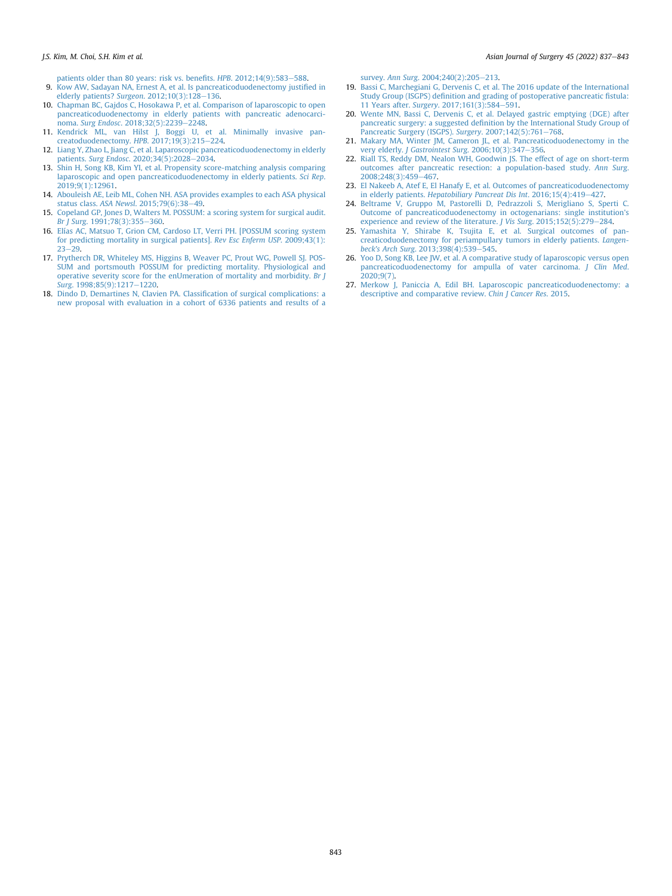patients older than 80 years: risk vs. benefits. *HPB*. 2012;14(9):583–588.

9. Kow AW, Sadayan NA, Ernest A, et al. Is pancreaticoduodenectomy justified in elderly patients? *Surgeon*. 2012;10(3):128–136.
10. Chapman BC, Gajdos C, Hosokawa P, et al. Comparison of laparoscopic to open pancreaticoduodenectomy in elderly patients with pancreatic adenocarcinoma. *Surg Endosc*. 2018;32(5):2239–2248.
11. Kendrick ML, van Hilst J, Boggi U, et al. Minimally invasive pancreatoduodenectomy. *HPB*. 2017;19(3):215–224.
12. Liang Y, Zhao L, Jiang C, et al. Laparoscopic pancreaticoduodenectomy in elderly patients. *Surg Endosc*. 2020;34(5):2028–2034.
13. Shin H, Song KB, Kim YI, et al. Propensity score-matching analysis comparing laparoscopic and open pancreaticoduodenectomy in elderly patients. *Sci Rep*. 2019;9(1):12961.
14. Abouleish AE, Leib ML, Cohen NH. ASA provides examples to each ASA physical status class. *ASA Newsl*. 2015;79(6):38–49.
15. Copeland GP, Jones D, Walters M. POSSUM: a scoring system for surgical audit. *Br J Surg*. 1991;78(3):355–360.
16. Elías AC, Matsuo T, Grion CM, Cardoso LT, Verri PH. [POSSUM scoring system for predicting mortality in surgical patients]. *Rev Esc Enferm USP*. 2009;43(1):23–29.
17. Prytherch DR, Whiteley MS, Higgins B, Weaver PC, Prout WG, Powell SJ. POSSUM and portsmouth POSSUM for predicting mortality. Physiological and operative severity score for the enUmeration of mortality and morbidity. *Br J Surg*. 1998;85(9):1217–1220.
18. Dindo D, Demartines N, Clavien PA. Classification of surgical complications: a new proposal with evaluation in a cohort of 6336 patients and results of a survey. *Ann Surg*. 2004;240(2):205–213.
19. Bassi C, Marchegiani G, Dervenis C, et al. The 2016 update of the International Study Group (ISGPS) definition and grading of postoperative pancreatic fistula: 11 Years after. *Surgery*. 2017;161(3):584–591.
20. Wente MN, Bassi C, Dervenis C, et al. Delayed gastric emptying (DGE) after pancreatic surgery: a suggested definition by the International Study Group of Pancreatic Surgery (ISGPS). *Surgery*. 2007;142(5):761–768.
21. Makary MA, Winter JM, Cameron JL, et al. Pancreaticoduodenectomy in the very elderly. *J Gastrointest Surg*. 2006;10(3):347–356.
22. Riall TS, Reddy DM, Nealon WH, Goodwin JS. The effect of age on short-term outcomes after pancreatic resection: a population-based study. *Ann Surg*. 2008;248(3):459–467.
23. El Nakeeb A, Atef E, El Hanafy E, et al. Outcomes of pancreaticoduodenectomy in elderly patients. *Hepatobiliary Pancreat Dis Int*. 2016;15(4):419–427.
24. Beltrame V, Gruppo M, Pastorelli D, Pedrazzoli S, Merigliano S, Sperti C. Outcome of pancreaticoduodenectomy in octogenarians: single institution's experience and review of the literature. *J Vis Surg*. 2015;152(5):279–284.
25. Yamashita Y, Shirabe K, Tsujita E, et al. Surgical outcomes of pancreaticoduodenectomy for periampullary tumors in elderly patients. *Langenbeck's Arch Surg*. 2013;398(4):539–545.
26. Yoo D, Song KB, Lee JW, et al. A comparative study of laparoscopic versus open pancreaticoduodenectomy for ampulla of vater carcinoma. *J Clin Med*. 2020;9(7).
27. Merkow J, Paniccia A, Edil BH. Laparoscopic pancreaticoduodenectomy: a descriptive and comparative review. *Chin J Cancer Res*. 2015.